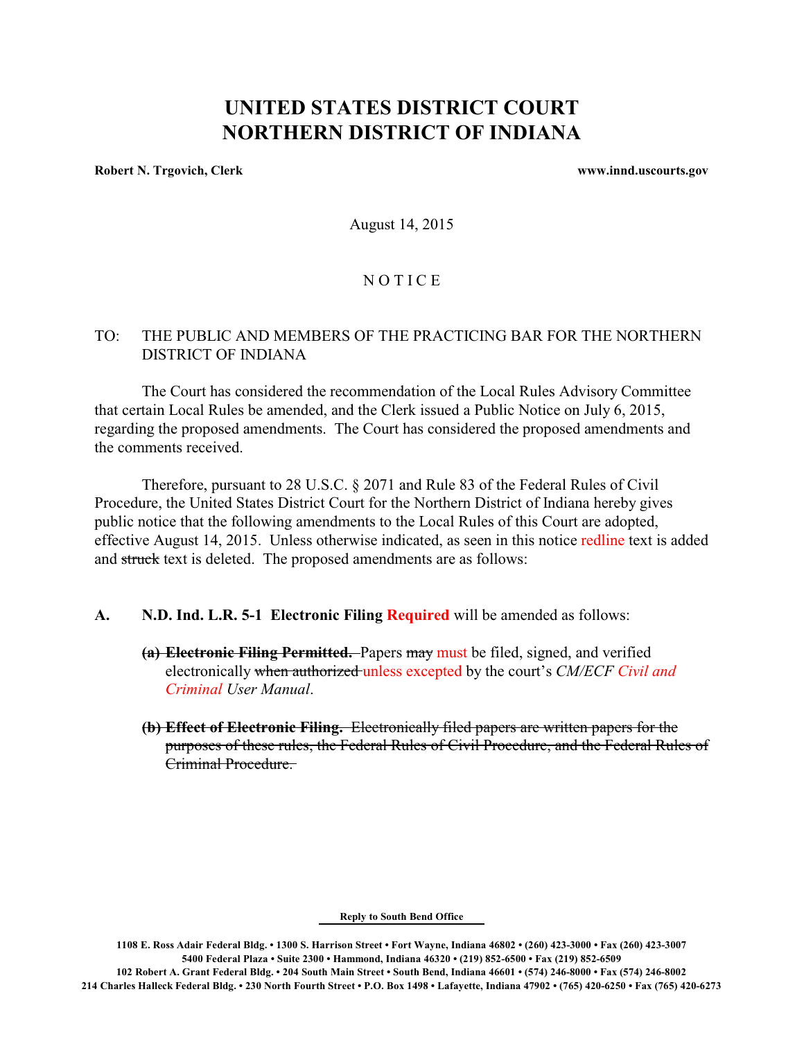# UNITED STATES DISTRICT COURT
# NORTHERN DISTRICT OF INDIANA

**Robert N. Trgovich, Clerk** **www.innd.uscourts.gov**

August 14, 2015

N O T I C E

TO: THE PUBLIC AND MEMBERS OF THE PRACTICING BAR FOR THE NORTHERN DISTRICT OF INDIANA

The Court has considered the recommendation of the Local Rules Advisory Committee that certain Local Rules be amended, and the Clerk issued a Public Notice on July 6, 2015, regarding the proposed amendments. The Court has considered the proposed amendments and the comments received.

Therefore, pursuant to 28 U.S.C. § 2071 and Rule 83 of the Federal Rules of Civil Procedure, the United States District Court for the Northern District of Indiana hereby gives public notice that the following amendments to the Local Rules of this Court are adopted, effective August 14, 2015. Unless otherwise indicated, as seen in this notice redline text is added and ~~struck~~ text is deleted. The proposed amendments are as follows:

**A. N.D. Ind. L.R. 5-1 Electronic Filing Required will be amended as follows:**

~~**(a) Electronic Filing Permitted.**~~ Papers ~~may~~ must be filed, signed, and verified electronically ~~when authorized~~ unless excepted by the court's *CM/ECF Civil and Criminal User Manual*.

~~**(b) Effect of Electronic Filing.** Electronically filed papers are written papers for the purposes of these rules, the Federal Rules of Civil Procedure, and the Federal Rules of Criminal Procedure.~~

**Reply to South Bend Office**

**1108 E. Ross Adair Federal Bldg. • 1300 S. Harrison Street • Fort Wayne, Indiana 46802 • (260) 423-3000 • Fax (260) 423-3007**
**5400 Federal Plaza • Suite 2300 • Hammond, Indiana 46320 • (219) 852-6500 • Fax (219) 852-6509**
**102 Robert A. Grant Federal Bldg. • 204 South Main Street • South Bend, Indiana 46601 • (574) 246-8000 • Fax (574) 246-8002**
**214 Charles Halleck Federal Bldg. • 230 North Fourth Street • P.O. Box 1498 • Lafayette, Indiana 47902 • (765) 420-6250 • Fax (765) 420-6273**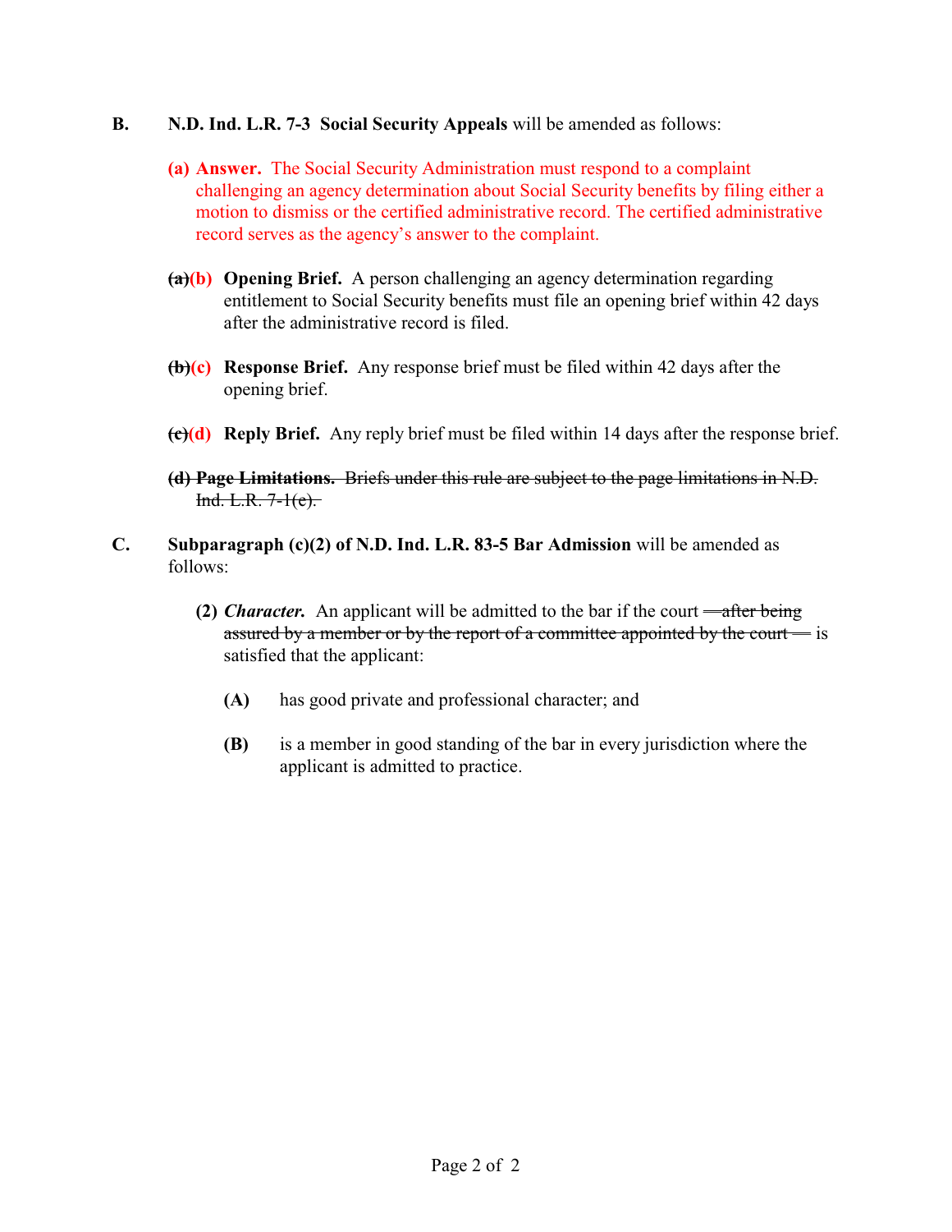**B.** **N.D. Ind. L.R. 7-3 Social Security Appeals** will be amended as follows:

**(a) Answer.** The Social Security Administration must respond to a complaint challenging an agency determination about Social Security benefits by filing either a motion to dismiss or the certified administrative record. The certified administrative record serves as the agency's answer to the complaint.

~~**(a)**~~**(b) Opening Brief.** A person challenging an agency determination regarding entitlement to Social Security benefits must file an opening brief within 42 days after the administrative record is filed.

~~**(b)**~~**(c) Response Brief.** Any response brief must be filed within 42 days after the opening brief.

~~**(c)**~~**(d) Reply Brief.** Any reply brief must be filed within 14 days after the response brief.

~~**(d) Page Limitations.** Briefs under this rule are subject to the page limitations in N.D. Ind. L.R. 7-1(e).~~

**C.** **Subparagraph (c)(2) of N.D. Ind. L.R. 83-5 Bar Admission** will be amended as follows:

**(2)** ***Character.*** An applicant will be admitted to the bar if the court ~~— after being assured by a member or by the report of a committee appointed by the court —~~ is satisfied that the applicant:

**(A)** has good private and professional character; and

**(B)** is a member in good standing of the bar in every jurisdiction where the applicant is admitted to practice.